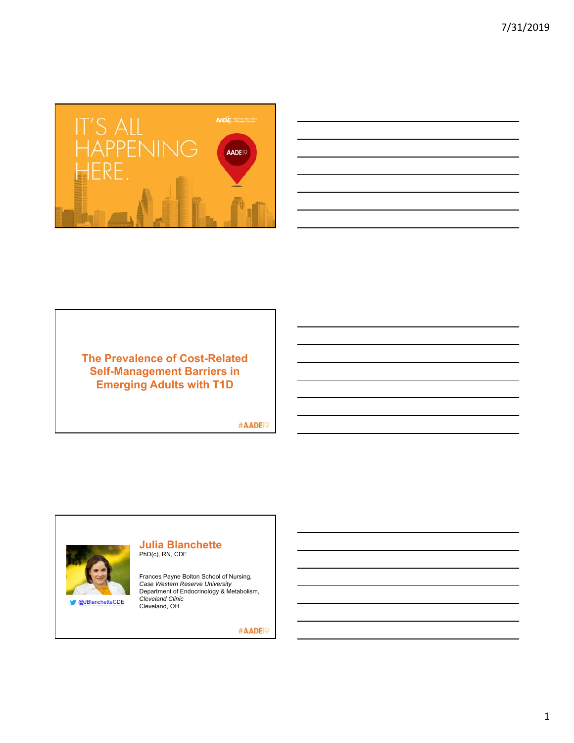IT'S ALL HAPPENING HERE.

AADE19

## The Prevalence of Cost-Related Self-Management Barriers in Emerging Adults with T1D

#AADE19

### Julia Blanchette

PhD(c), RN, CDE

Frances Payne Bolton School of Nursing, *Case Western Reserve University*
Department of Endocrinology & Metabolism, *Cleveland Clinic*
Cleveland, OH

@JBlanchetteCDE

#AADE19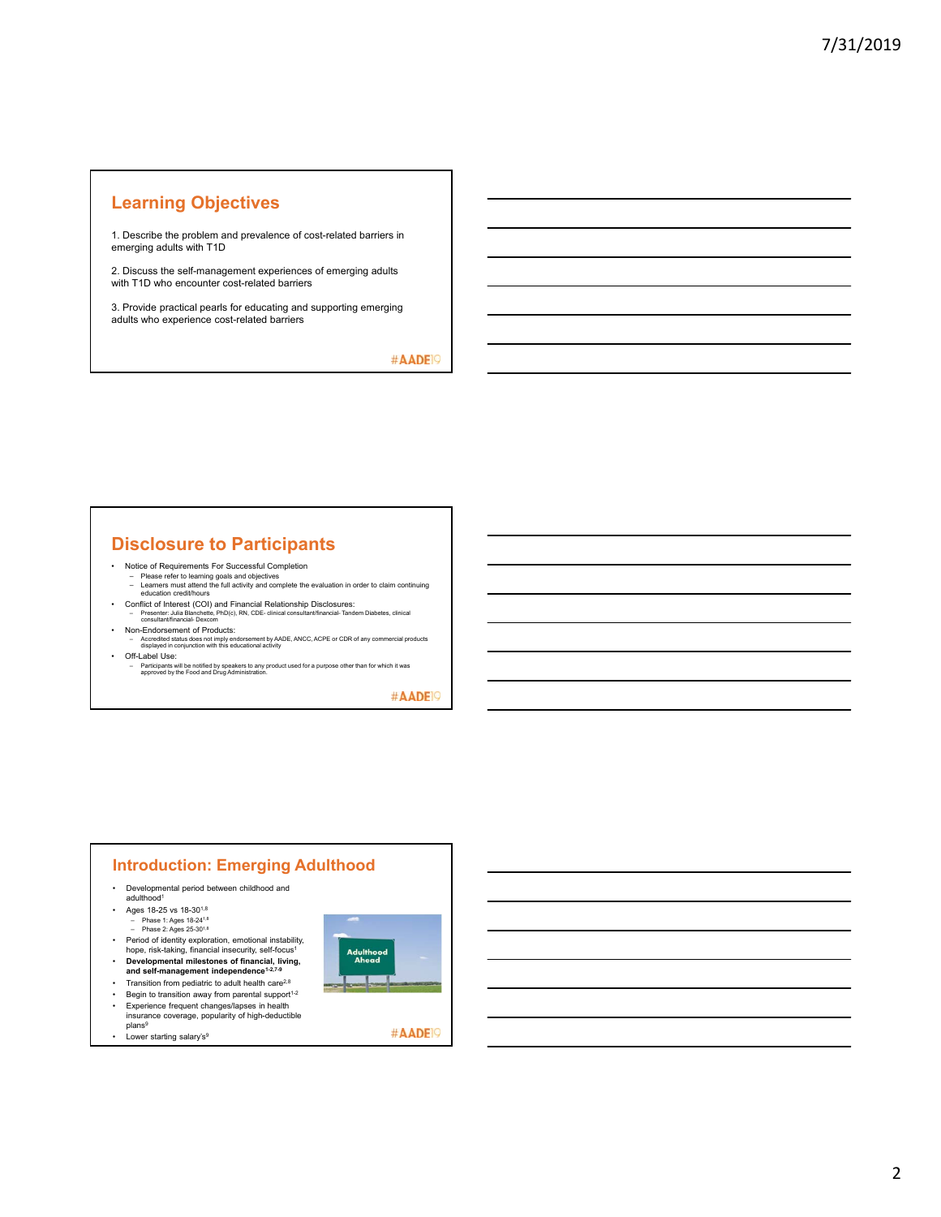## Learning Objectives

1. Describe the problem and prevalence of cost-related barriers in emerging adults with T1D

2. Discuss the self-management experiences of emerging adults with T1D who encounter cost-related barriers

3. Provide practical pearls for educating and supporting emerging adults who experience cost-related barriers

#AADE19

## Disclosure to Participants

- Notice of Requirements For Successful Completion
  - Please refer to learning goals and objectives
  - Learners must attend the full activity and complete the evaluation in order to claim continuing education credit/hours
- Conflict of Interest (COI) and Financial Relationship Disclosures:
  - Presenter: Julia Blanchette, PhD(c), RN, CDE- clinical consultant/financial- Tandem Diabetes, clinical consultant/financial- Dexcom
- Non-Endorsement of Products:
  - Accredited status does not imply endorsement by AADE, ANCC, ACPE or CDR of any commercial products displayed in conjunction with this educational activity
- Off-Label Use:
  - Participants will be notified by speakers to any product used for a purpose other than for which it was approved by the Food and Drug Administration.

#AADE19

## Introduction: Emerging Adulthood

- Developmental period between childhood and adulthood[1]
- Ages 18-25 vs 18-30[1,8]
  - Phase 1: Ages 18-24[1,8]
  - Phase 2: Ages 25-30[1,8]
- Period of identity exploration, emotional instability, hope, risk-taking, financial insecurity, self-focus[1]
- **Developmental milestones of financial, living, and self-management independence[1-2,7-9]**
- Transition from pediatric to adult health care[2,8]
- Begin to transition away from parental support[1-2]
- Experience frequent changes/lapses in health insurance coverage, popularity of high-deductible plans[9]
- Lower starting salary's[9]

#AADE19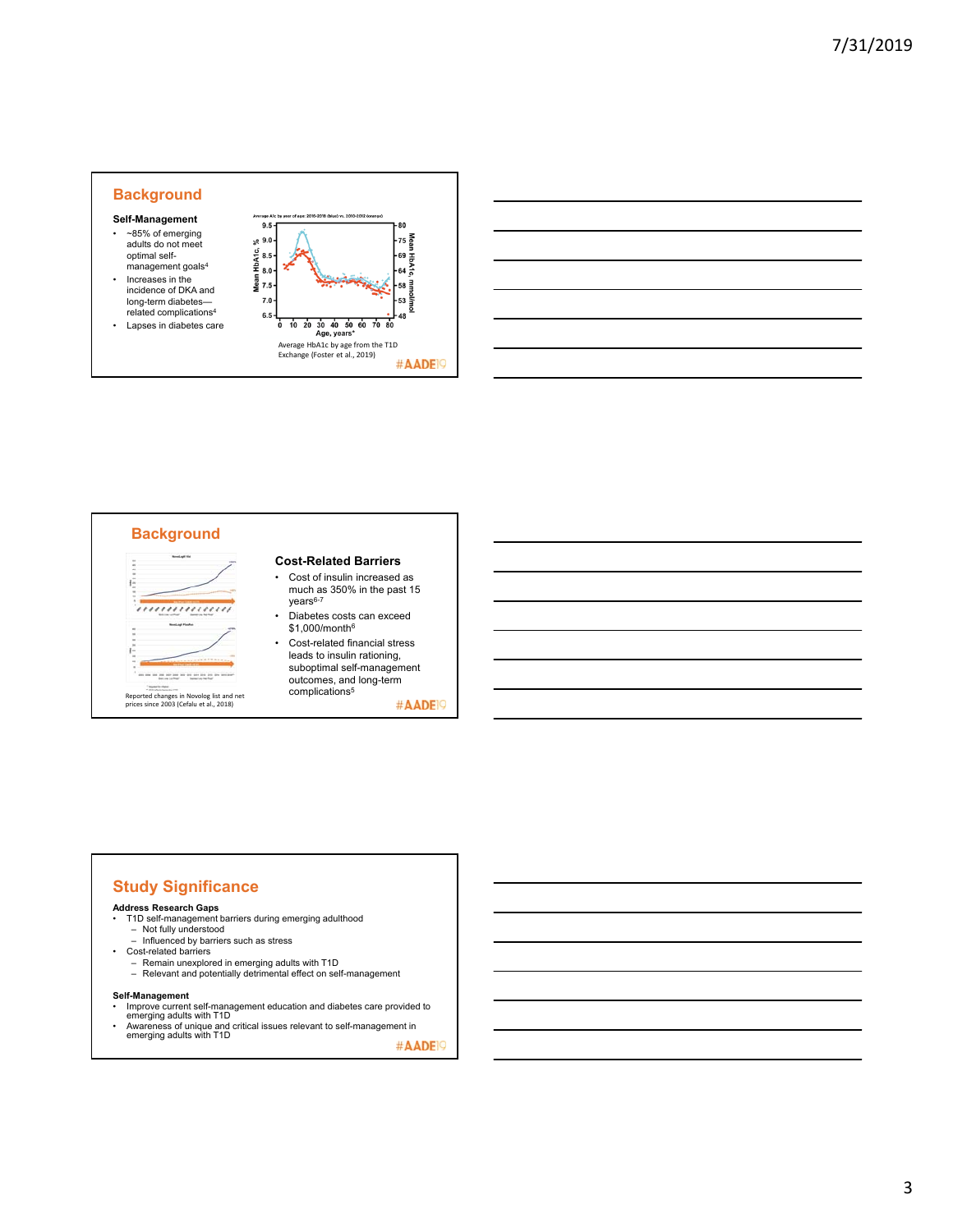## Background

**Self-Management**

- ~85% of emerging adults do not meet optimal self-management goals[4]
- Increases in the incidence of DKA and long-term diabetes—related complications[4]
- Lapses in diabetes care

Average HbA1c by age from the T1D Exchange (Foster et al., 2019)

#AADE19

## Background

Reported changes in Novolog list and net prices since 2003 (Cefalu et al., 2018)

**Cost-Related Barriers**

- Cost of insulin increased as much as 350% in the past 15 years[6-7]
- Diabetes costs can exceed $1,000/month[6]
- Cost-related financial stress leads to insulin rationing, suboptimal self-management outcomes, and long-term complications[5]

#AADE19

## Study Significance

**Address Research Gaps**

- T1D self-management barriers during emerging adulthood
  - Not fully understood
  - Influenced by barriers such as stress
- Cost-related barriers
  - Remain unexplored in emerging adults with T1D
  - Relevant and potentially detrimental effect on self-management

**Self-Management**

- Improve current self-management education and diabetes care provided to emerging adults with T1D
- Awareness of unique and critical issues relevant to self-management in emerging adults with T1D

#AADE19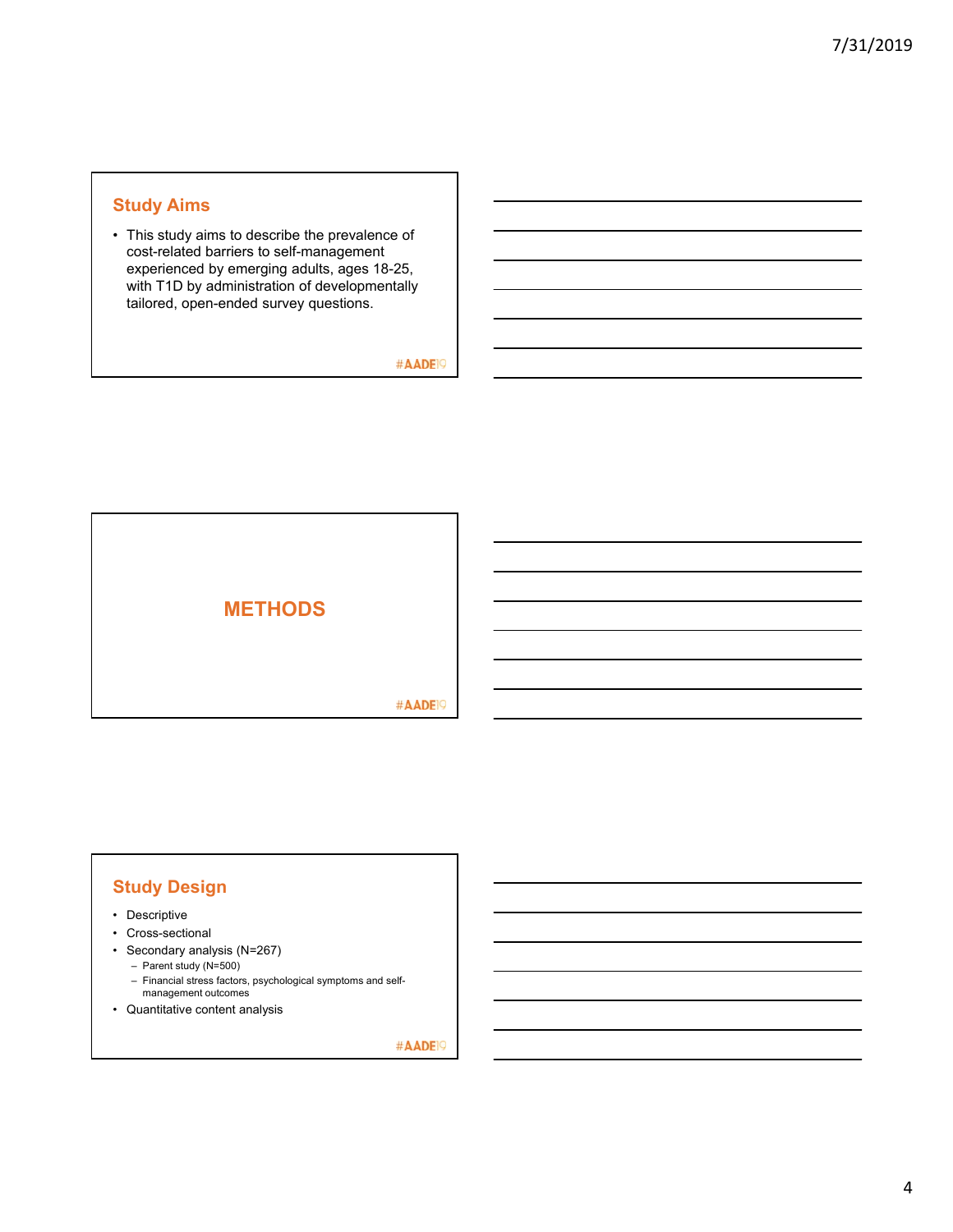## Study Aims

- This study aims to describe the prevalence of cost-related barriers to self-management experienced by emerging adults, ages 18-25, with T1D by administration of developmentally tailored, open-ended survey questions.

#AADE19

## METHODS

#AADE19

## Study Design

- Descriptive
- Cross-sectional
- Secondary analysis (N=267)
  - Parent study (N=500)
  - Financial stress factors, psychological symptoms and self-management outcomes
- Quantitative content analysis

#AADE19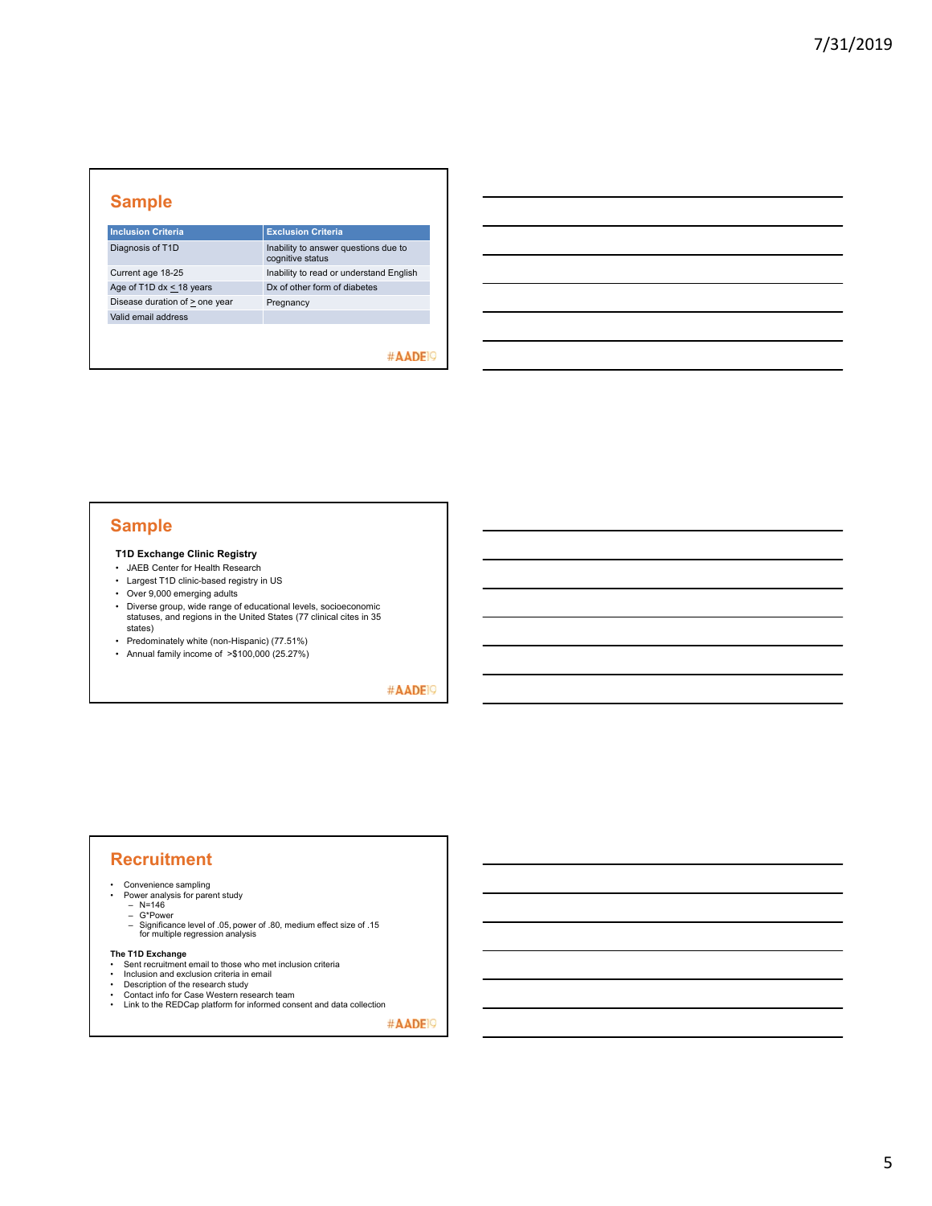## Sample

| Inclusion Criteria | Exclusion Criteria |
| --- | --- |
| Diagnosis of T1D | Inability to answer questions due to cognitive status |
| Current age 18-25 | Inability to read or understand English |
| Age of T1D dx ≤ 18 years | Dx of other form of diabetes |
| Disease duration of ≥ one year | Pregnancy |
| Valid email address | |

#AADE19

## Sample

**T1D Exchange Clinic Registry**

- JAEB Center for Health Research
- Largest T1D clinic-based registry in US
- Over 9,000 emerging adults
- Diverse group, wide range of educational levels, socioeconomic statuses, and regions in the United States (77 clinical cites in 35 states)
- Predominately white (non-Hispanic) (77.51%)
- Annual family income of >$100,000 (25.27%)

#AADE19

## Recruitment

- Convenience sampling
- Power analysis for parent study
  - N=146
  - G*Power
  - Significance level of .05, power of .80, medium effect size of .15 for multiple regression analysis

**The T1D Exchange**

- Sent recruitment email to those who met inclusion criteria
- Inclusion and exclusion criteria in email
- Description of the research study
- Contact info for Case Western research team
- Link to the REDCap platform for informed consent and data collection

#AADE19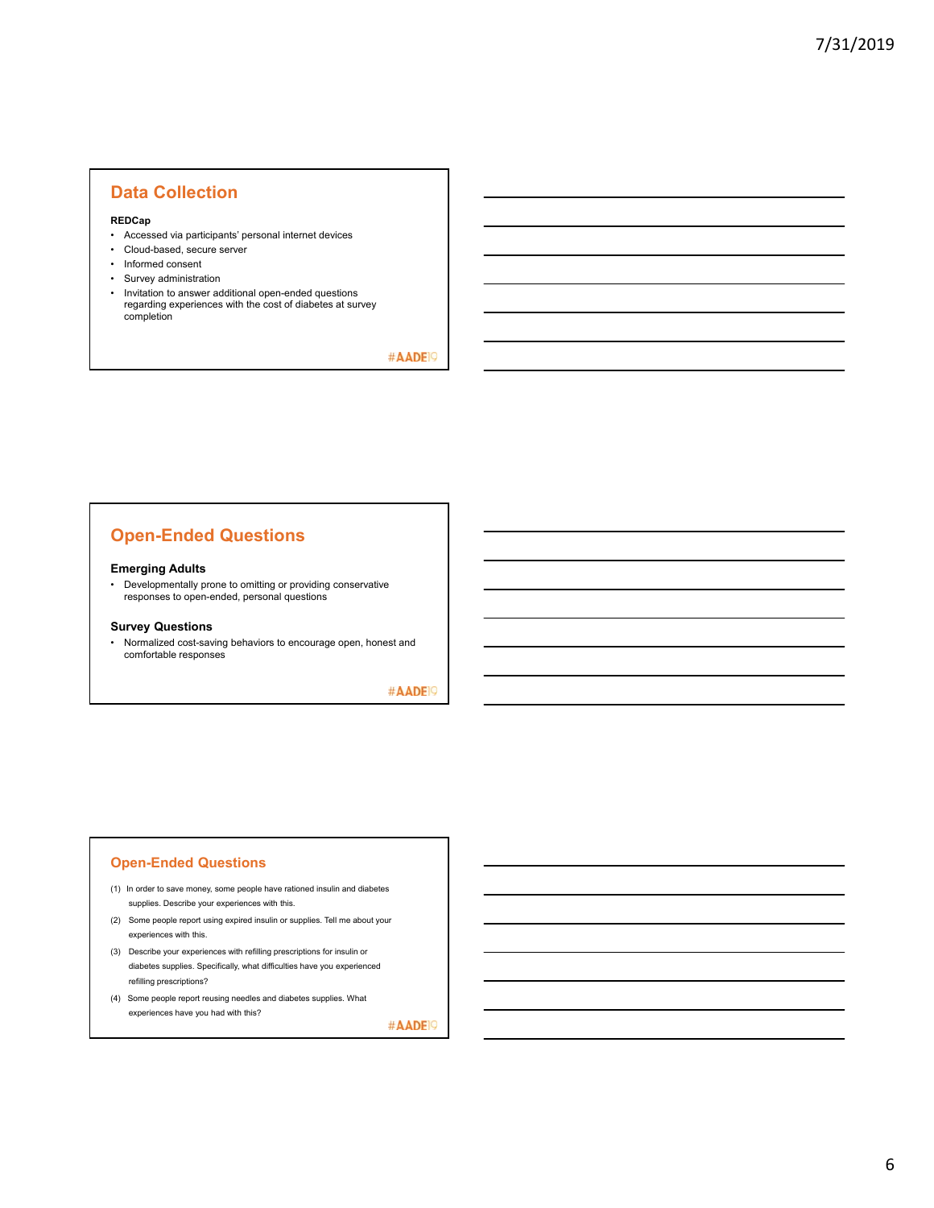## Data Collection

**REDCap**

- Accessed via participants' personal internet devices
- Cloud-based, secure server
- Informed consent
- Survey administration
- Invitation to answer additional open-ended questions regarding experiences with the cost of diabetes at survey completion

#AADE19

## Open-Ended Questions

### Emerging Adults

- Developmentally prone to omitting or providing conservative responses to open-ended, personal questions

### Survey Questions

- Normalized cost-saving behaviors to encourage open, honest and comfortable responses

#AADE19

## Open-Ended Questions

(1) In order to save money, some people have rationed insulin and diabetes supplies. Describe your experiences with this.

(2) Some people report using expired insulin or supplies. Tell me about your experiences with this.

(3) Describe your experiences with refilling prescriptions for insulin or diabetes supplies. Specifically, what difficulties have you experienced refilling prescriptions?

(4) Some people report reusing needles and diabetes supplies. What experiences have you had with this?

#AADE19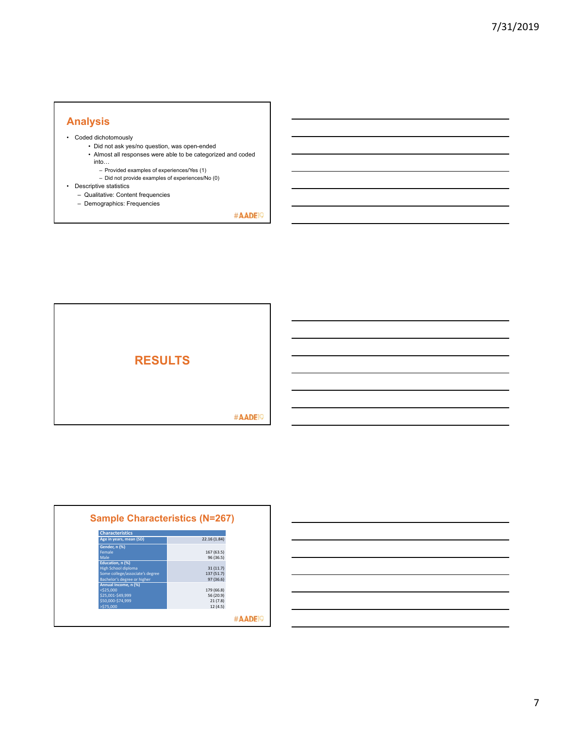## Analysis

- Coded dichotomously
  - Did not ask yes/no question, was open-ended
  - Almost all responses were able to be categorized and coded into…
    - Provided examples of experiences/Yes (1)
    - Did not provide examples of experiences/No (0)
- Descriptive statistics
  - Qualitative: Content frequencies
  - Demographics: Frequencies

#AADE19

## RESULTS

#AADE19

## Sample Characteristics (N=267)

| Characteristics | |
|---|---|
| **Age in years, mean (SD)** | 22.16 (1.84) |
| **Gender, n (%)** | |
| Female | 167 (63.5) |
| Male | 96 (36.5) |
| **Education, n (%)** | |
| High School diploma | 31 (11.7) |
| Some college/associate's degree | 137 (51.7) |
| Bachelor's degree or higher | 97 (36.6) |
| **Annual Income, n (%)** | |
| <$25,000 | 179 (66.8) |
| $25,001-$49,999 | 56 (20.9) |
| $50,000-$74,999 | 21 (7.8) |
| >$75,000 | 12 (4.5) |

#AADE19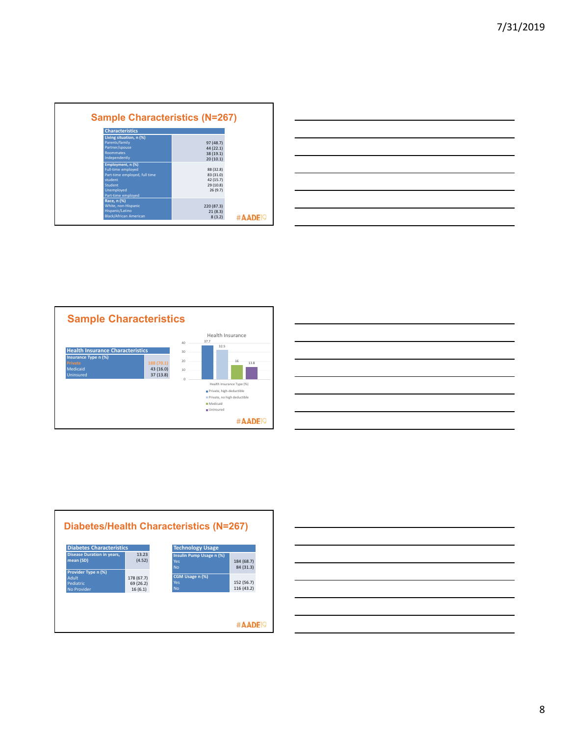## Sample Characteristics (N=267)

| Characteristics | |
|---|---|
| **Living situation, n (%)** | |
| Parents/family | 97 (48.7) |
| Partner/spouse | 44 (22.1) |
| Roommates | 38 (19.1) |
| Independently | 20 (10.1) |
| **Employment, n (%)** | |
| Full-time employed | 88 (32.8) |
| Part-time employed, full time student | 83 (31.0) |
| Student | 42 (15.7) |
| Unemployed | 29 (10.8) |
| Part-time employed | 26 (9.7) |
| **Race, n (%)** | |
| White, non-Hispanic | 220 (87.3) |
| Hispanic/Latino | 21 (8.3) |
| Black/African American | 8 (3.2) |

#AADE19

## Sample Characteristics

| Health Insurance Characteristics | |
|---|---|
| **Insurance Type n (%)** | |
| Private | 188 (70.1) |
| Medicaid | 43 (16.0) |
| Uninsured | 37 (13.8) |

Health Insurance

| Health Insurance Type (%) | |
|---|---|
| Private, high-deductible | 37.7 |
| Private, no high deductible | 32.5 |
| Medicaid | 16 |
| Uninsured | 13.8 |

#AADE19

## Diabetes/Health Characteristics (N=267)

| Diabetes Characteristics | |
|---|---|
| **Disease Duration in years, mean (SD)** | 13.23 (4.52) |
| **Provider Type n (%)** | |
| Adult | 178 (67.7) |
| Pediatric | 69 (26.2) |
| No Provider | 16 (6.1) |

| Technology Usage | |
|---|---|
| **Insulin Pump Usage n (%)** | |
| Yes | 184 (68.7) |
| No | 84 (31.3) |
| **CGM Usage n (%)** | |
| Yes | 152 (56.7) |
| No | 116 (43.2) |

#AADE19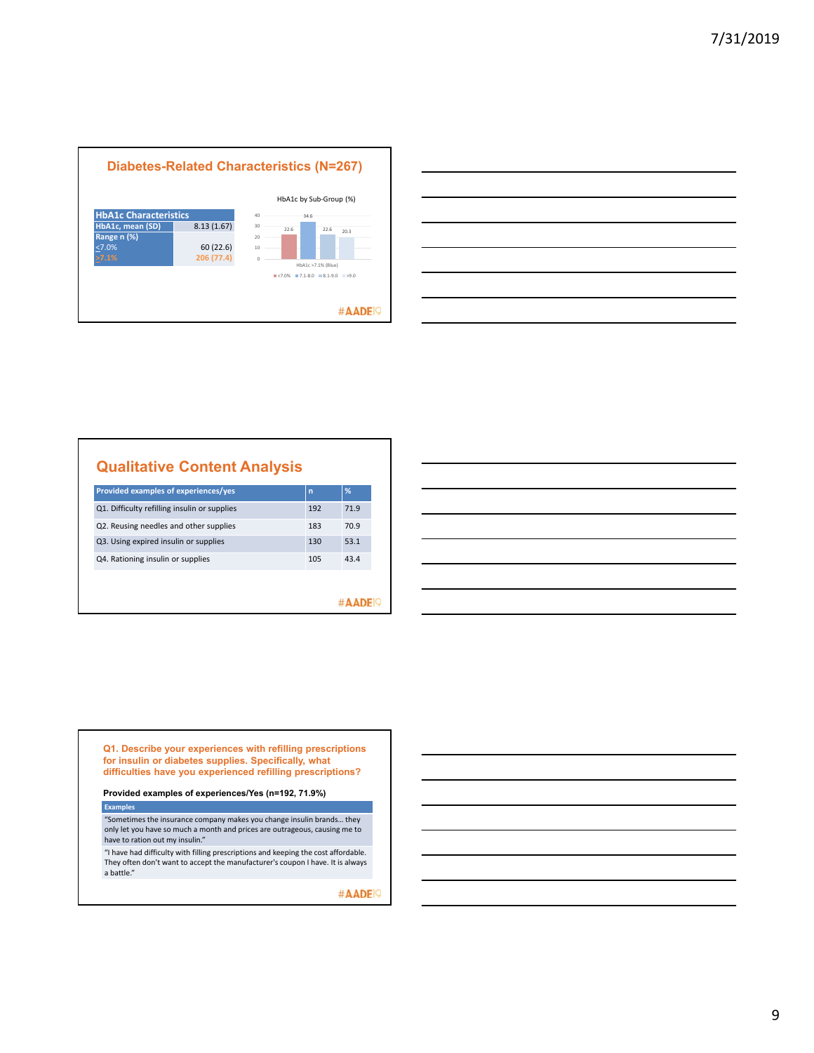## Diabetes-Related Characteristics (N=267)

| HbA1c Characteristics | |
|---|---|
| HbA1c, mean (SD) | 8.13 (1.67) |
| Range n (%) | |
| ≤7.0% | 60 (22.6) |
| ≥7.1% | 206 (77.4) |

HbA1c by Sub-Group (%)

| <7.0% | 7.1-8.0 | 8.1-9.0 | >9.0 |
|---|---|---|---|
| 22.6 | 34.6 | 22.6 | 20.3 |

HbA1c >7.1% (Blue)

#AADE19

## Qualitative Content Analysis

| Provided examples of experiences/yes | n | % |
|---|---|---|
| Q1. Difficulty refilling insulin or supplies | 192 | 71.9 |
| Q2. Reusing needles and other supplies | 183 | 70.9 |
| Q3. Using expired insulin or supplies | 130 | 53.1 |
| Q4. Rationing insulin or supplies | 105 | 43.4 |

#AADE19

### Q1. Describe your experiences with refilling prescriptions for insulin or diabetes supplies. Specifically, what difficulties have you experienced refilling prescriptions?

**Provided examples of experiences/Yes (n=192, 71.9%)**

| Examples |
|---|
| "Sometimes the insurance company makes you change insulin brands… they only let you have so much a month and prices are outrageous, causing me to have to ration out my insulin." |
| "I have had difficulty with filling prescriptions and keeping the cost affordable. They often don't want to accept the manufacturer's coupon I have. It is always a battle." |

#AADE19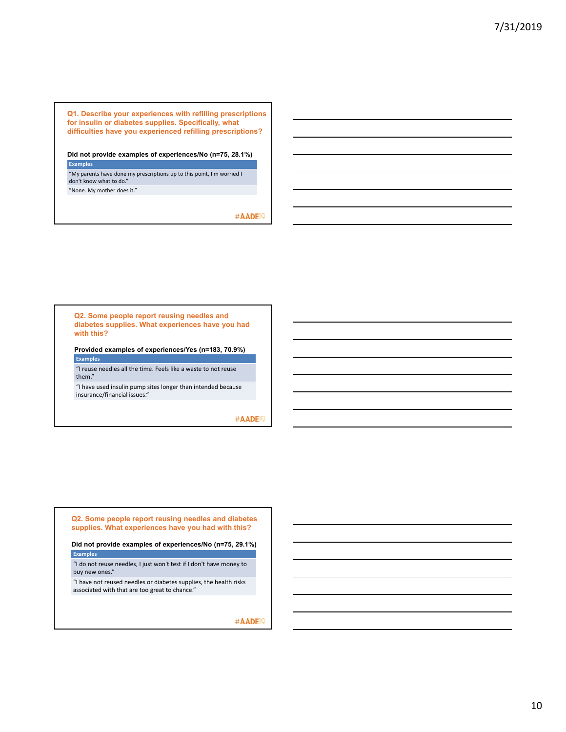## Q1. Describe your experiences with refilling prescriptions for insulin or diabetes supplies. Specifically, what difficulties have you experienced refilling prescriptions?

**Did not provide examples of experiences/No (n=75, 28.1%)**

| Examples |
|---|
| "My parents have done my prescriptions up to this point, I'm worried I don't know what to do." |
| "None. My mother does it." |

#AADE19

## Q2. Some people report reusing needles and diabetes supplies. What experiences have you had with this?

**Provided examples of experiences/Yes (n=183, 70.9%)**

| Examples |
|---|
| "I reuse needles all the time. Feels like a waste to not reuse them." |
| "I have used insulin pump sites longer than intended because insurance/financial issues." |

#AADE19

## Q2. Some people report reusing needles and diabetes supplies. What experiences have you had with this?

**Did not provide examples of experiences/No (n=75, 29.1%)**

| Examples |
|---|
| "I do not reuse needles, I just won't test if I don't have money to buy new ones." |
| "I have not reused needles or diabetes supplies, the health risks associated with that are too great to chance." |

#AADE19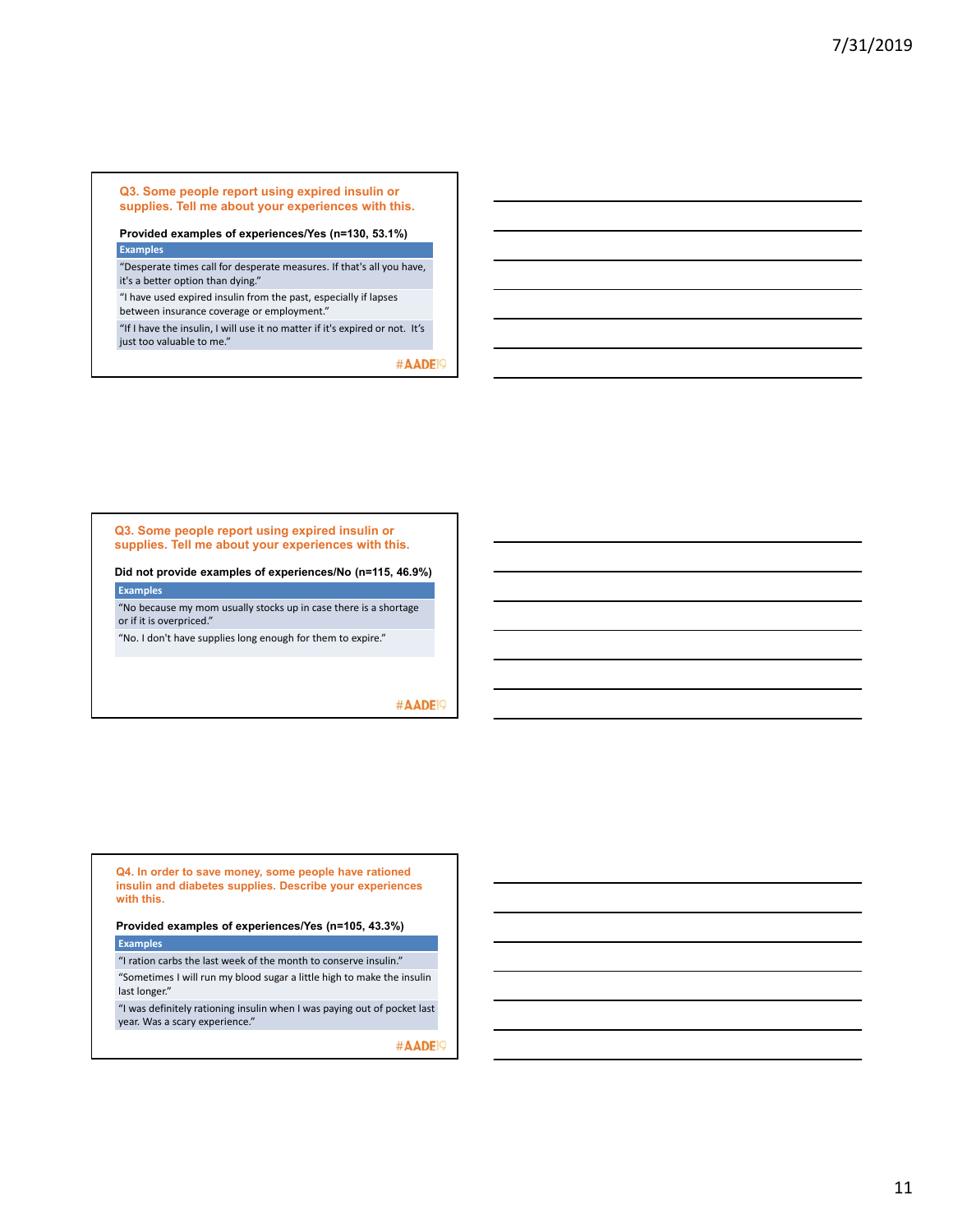### Q3. Some people report using expired insulin or supplies. Tell me about your experiences with this.

**Provided examples of experiences/Yes (n=130, 53.1%)**

| Examples |
| --- |
| "Desperate times call for desperate measures. If that's all you have, it's a better option than dying." |
| "I have used expired insulin from the past, especially if lapses between insurance coverage or employment." |
| "If I have the insulin, I will use it no matter if it's expired or not. It's just too valuable to me." |

#AADE19

### Q3. Some people report using expired insulin or supplies. Tell me about your experiences with this.

**Did not provide examples of experiences/No (n=115, 46.9%)**

| Examples |
| --- |
| "No because my mom usually stocks up in case there is a shortage or if it is overpriced." |
| "No. I don't have supplies long enough for them to expire." |

#AADE19

### Q4. In order to save money, some people have rationed insulin and diabetes supplies. Describe your experiences with this.

**Provided examples of experiences/Yes (n=105, 43.3%)**

| Examples |
| --- |
| "I ration carbs the last week of the month to conserve insulin." |
| "Sometimes I will run my blood sugar a little high to make the insulin last longer." |
| "I was definitely rationing insulin when I was paying out of pocket last year. Was a scary experience." |

#AADE19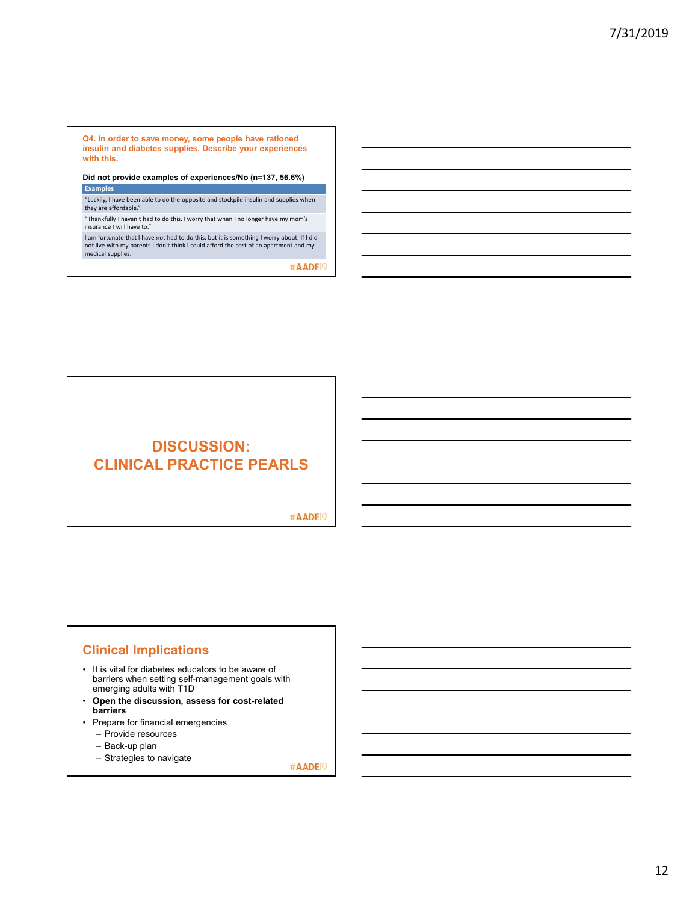**Q4. In order to save money, some people have rationed insulin and diabetes supplies. Describe your experiences with this.**

**Did not provide examples of experiences/No (n=137, 56.6%)**

| Examples |
|---|
| "Luckily, I have been able to do the opposite and stockpile insulin and supplies when they are affordable." |
| "Thankfully I haven't had to do this. I worry that when I no longer have my mom's insurance I will have to." |
| I am fortunate that I have not had to do this, but it is something I worry about. If I did not live with my parents I don't think I could afford the cost of an apartment and my medical supplies. |

#AADE19

# DISCUSSION: CLINICAL PRACTICE PEARLS

#AADE19

## Clinical Implications

- It is vital for diabetes educators to be aware of barriers when setting self-management goals with emerging adults with T1D
- **Open the discussion, assess for cost-related barriers**
- Prepare for financial emergencies
  - Provide resources
  - Back-up plan
  - Strategies to navigate

#AADE19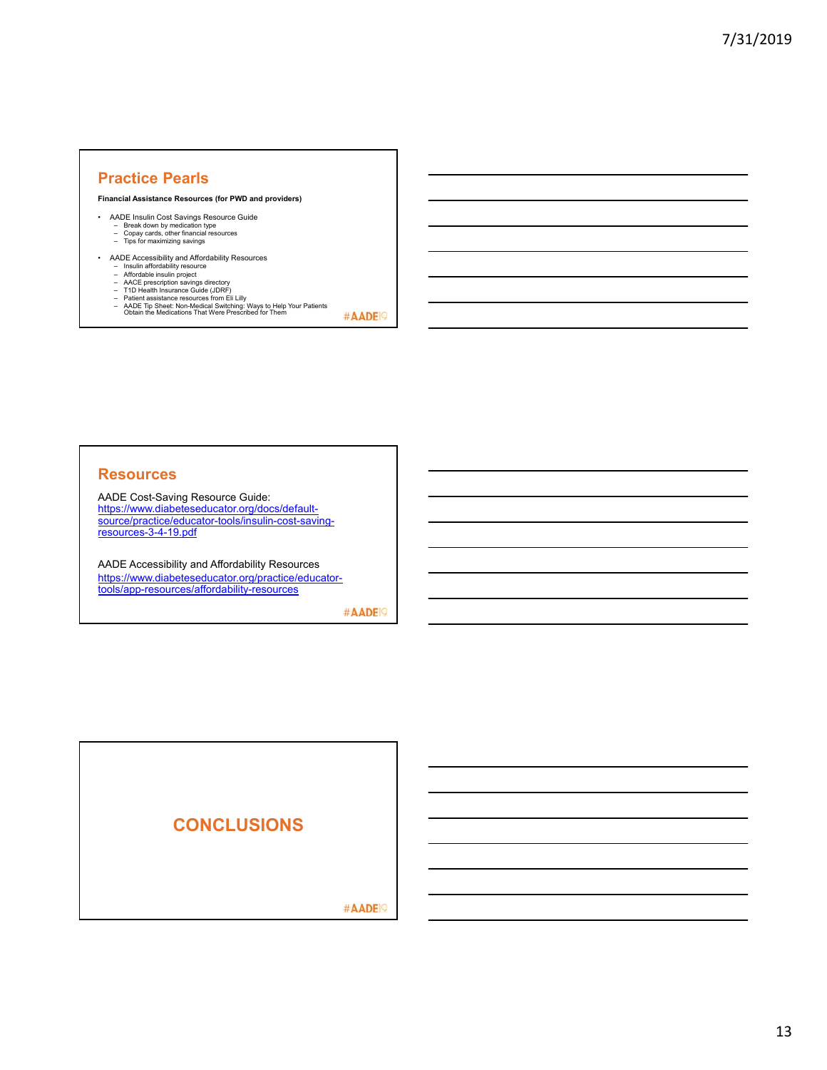## Practice Pearls

**Financial Assistance Resources (for PWD and providers)**

- AADE Insulin Cost Savings Resource Guide
  - Break down by medication type
  - Copay cards, other financial resources
  - Tips for maximizing savings
- AADE Accessibility and Affordability Resources
  - Insulin affordability resource
  - Affordable insulin project
  - AACE prescription savings directory
  - T1D Health Insurance Guide (JDRF)
  - Patient assistance resources from Eli Lilly
  - AADE Tip Sheet: Non-Medical Switching: Ways to Help Your Patients Obtain the Medications That Were Prescribed for Them

#AADE19

## Resources

AADE Cost-Saving Resource Guide:
https://www.diabeteseducator.org/docs/default-source/practice/educator-tools/insulin-cost-saving-resources-3-4-19.pdf

AADE Accessibility and Affordability Resources
https://www.diabeteseducator.org/practice/educator-tools/app-resources/affordability-resources

#AADE19

## CONCLUSIONS

#AADE19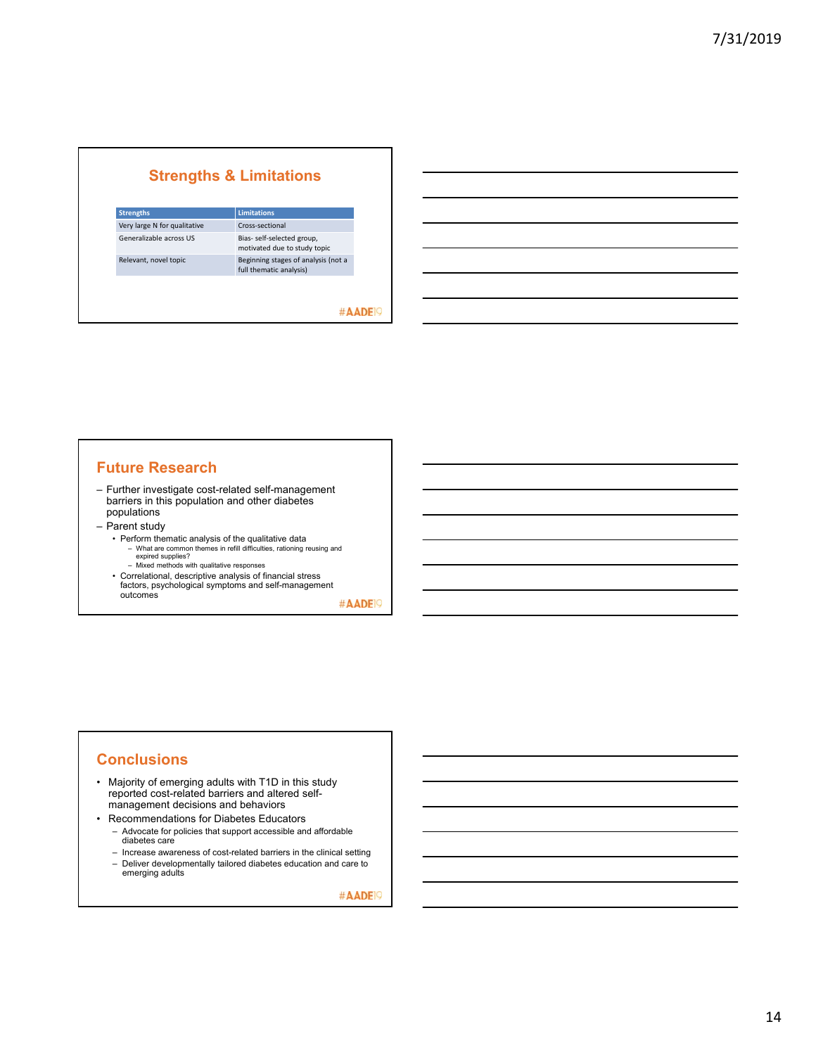## Strengths & Limitations

| Strengths | Limitations |
|---|---|
| Very large N for qualitative | Cross-sectional |
| Generalizable across US | Bias- self-selected group, motivated due to study topic |
| Relevant, novel topic | Beginning stages of analysis (not a full thematic analysis) |

#AADE19

## Future Research

- Further investigate cost-related self-management barriers in this population and other diabetes populations
- Parent study
  - Perform thematic analysis of the qualitative data
    - What are common themes in refill difficulties, rationing reusing and expired supplies?
    - Mixed methods with qualitative responses
  - Correlational, descriptive analysis of financial stress factors, psychological symptoms and self-management outcomes

#AADE19

## Conclusions

- Majority of emerging adults with T1D in this study reported cost-related barriers and altered self-management decisions and behaviors
- Recommendations for Diabetes Educators
  - Advocate for policies that support accessible and affordable diabetes care
  - Increase awareness of cost-related barriers in the clinical setting
  - Deliver developmentally tailored diabetes education and care to emerging adults

#AADE19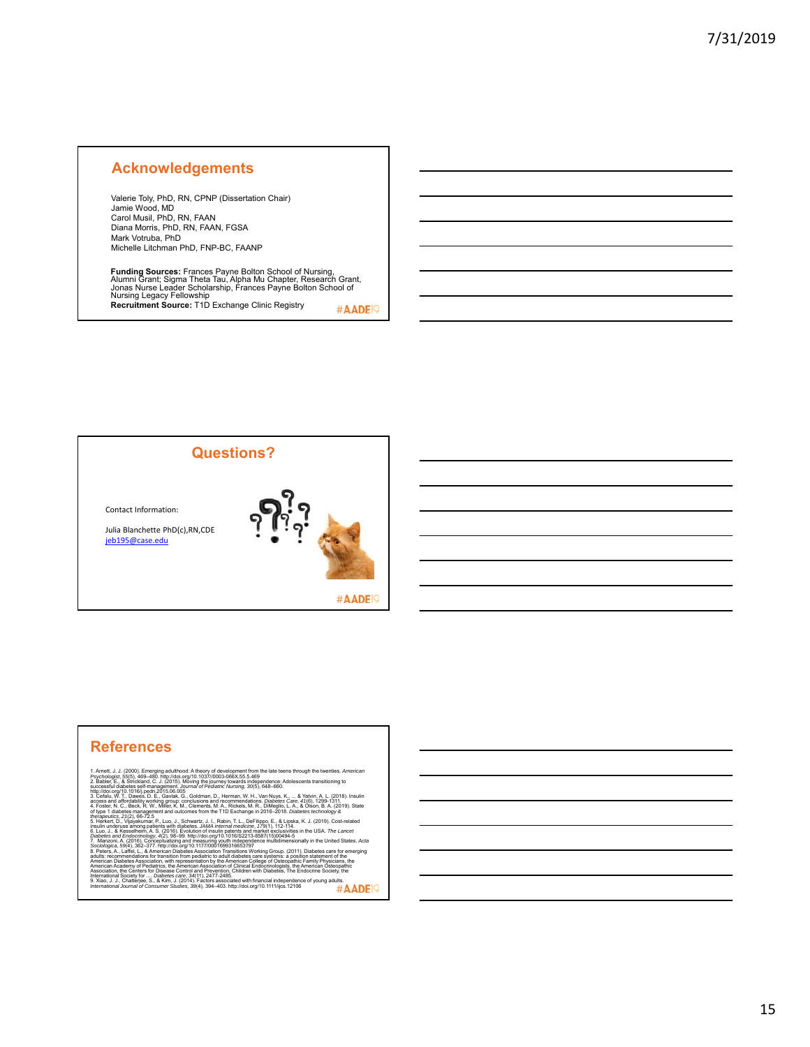## Acknowledgements

Valerie Toly, PhD, RN, CPNP (Dissertation Chair)
Jamie Wood, MD
Carol Musil, PhD, RN, FAAN
Diana Morris, PhD, RN, FAAN, FGSA
Mark Votruba, PhD
Michelle Litchman PhD, FNP-BC, FAANP

**Funding Sources:** Frances Payne Bolton School of Nursing, Alumni Grant; Sigma Theta Tau, Alpha Mu Chapter, Research Grant, Jonas Nurse Leader Scholarship, Frances Payne Bolton School of Nursing Legacy Fellowship
**Recruitment Source:** T1D Exchange Clinic Registry

#AADE19

## Questions?

Contact Information:

Julia Blanchette PhD(c),RN,CDE
jeb195@case.edu

#AADE19

## References

1. Arnett, J. J. (2000). Emerging adulthood: A theory of development from the late teens through the twenties. *American Psychologist*, 55(5), 469–480. http://doi.org/10.1037//0003-066X.55.5.469
2. Babler, E., & Strickland, C. J. (2015). Moving the journey towards independence: Adolescents transitioning to successful diabetes self-management. *Journal of Pediatric Nursing*, 30(5), 648–660. http://doi.org/10.1016/j.pedn.2015.06.005
3. Cefalu, W. T., Dawes, D. E., Gavlak, G., Goldman, D., Herman, W. H., Van Nuys, K., ... & Yatvin, A. L. (2018). Insulin access and affordability working group: conclusions and recommendations. *Diabetes Care*, 41(6), 1299-1311.
4. Foster, N. C., Beck, R. W., Miller, K. M., Clements, M. A., Rickels, M. R., DiMeglio, L. A., & Olson, B. A. (2019). State of type 1 diabetes management and outcomes from the T1D Exchange in 2016–2018. *Diabetes technology & therapeutics*, 21(2), 66-72.5
5. Herkert, D., Vijayakumar, P., Luo, J., Schwartz, J. I., Rabin, T. L., DeFilippo, E., & Lipska, K. J. (2019). Cost-related insulin underuse among patients with diabetes. *JAMA internal medicine*, 179(1), 112-114.
6. Luo, J., & Kesselheim, A. S. (2016). Evolution of insulin patents and market exclusivities in the USA. *The Lancet Diabetes and Endocrinology*, 4(2), 98–99. http://doi.org/10.1016/S2213-8587(15)00494-5
7. Manzoni, A. (2016). Conceptualizing and measuring youth independence multidimensionally in the United States. *Acta Sociologica*, 59(4), 362–377. http://doi.org/10.1177/0001699316653797
8. Peters, A., Laffel, L., & American Diabetes Association Transitions Working Group. (2011). Diabetes care for emerging adults: recommendations for transition from pediatric to adult diabetes care systems: a position statement of the American Diabetes Association, with representation by the American College of Osteopathic Family Physicians, the American Academy of Pediatrics, the American Association of Clinical Endocrinologists, the American Osteopathic Association, the Centers for Disease Control and Prevention, Children with Diabetes, The Endocrine Society, the International Society for .... *Diabetes care*, 34(11), 2477-2485.
9. Xiao, J. J., Chatterjee, S., & Kim, J. (2014). Factors associated with financial independence of young adults. *International Journal of Consumer Studies*, 38(4), 394–403. http://doi.org/10.1111/ijcs.12106

#AADE19